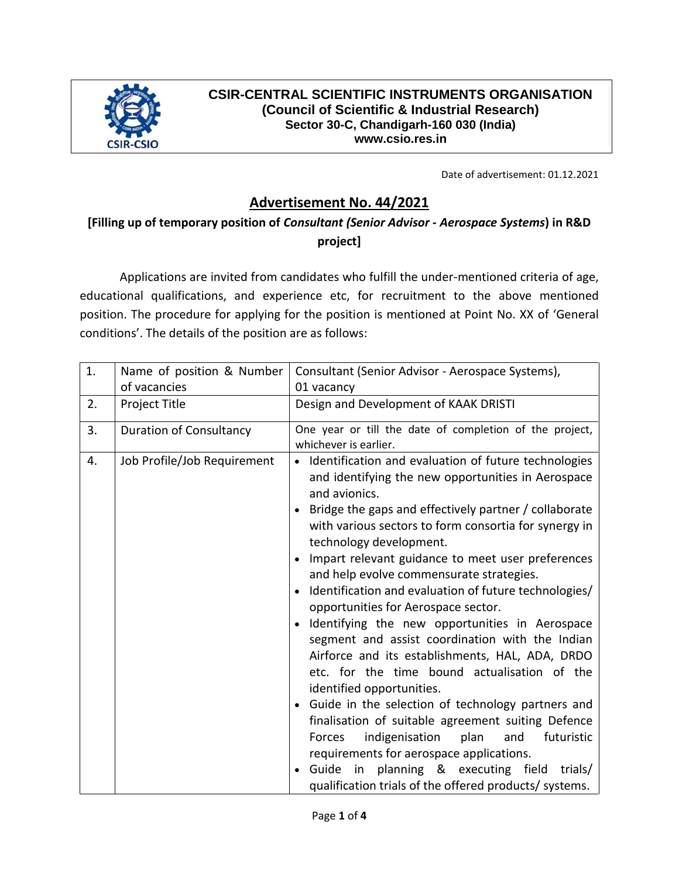**CSIR-CENTRAL SCIENTIFIC INSTRUMENTS ORGANISATION**
**(Council of Scientific & Industrial Research)**
**Sector 30-C, Chandigarh-160 030 (India)**
**www.csio.res.in**

Date of advertisement: 01.12.2021

# Advertisement No. 44/2021

**[Filling up of temporary position of *Consultant (Senior Advisor - Aerospace Systems*) in R&D project]**

Applications are invited from candidates who fulfill the under-mentioned criteria of age, educational qualifications, and experience etc, for recruitment to the above mentioned position. The procedure for applying for the position is mentioned at Point No. XX of 'General conditions'. The details of the position are as follows:

| | | |
|---|---|---|
| 1. | Name of position & Number of vacancies | Consultant (Senior Advisor - Aerospace Systems), 01 vacancy |
| 2. | Project Title | Design and Development of KAAK DRISTI |
| 3. | Duration of Consultancy | One year or till the date of completion of the project, whichever is earlier. |
| 4. | Job Profile/Job Requirement | • Identification and evaluation of future technologies and identifying the new opportunities in Aerospace and avionics.<br>• Bridge the gaps and effectively partner / collaborate with various sectors to form consortia for synergy in technology development.<br>• Impart relevant guidance to meet user preferences and help evolve commensurate strategies.<br>• Identification and evaluation of future technologies/ opportunities for Aerospace sector.<br>• Identifying the new opportunities in Aerospace segment and assist coordination with the Indian Airforce and its establishments, HAL, ADA, DRDO etc. for the time bound actualisation of the identified opportunities.<br>• Guide in the selection of technology partners and finalisation of suitable agreement suiting Defence Forces indigenisation plan and futuristic requirements for aerospace applications.<br>• Guide in planning & executing field trials/ qualification trials of the offered products/ systems. |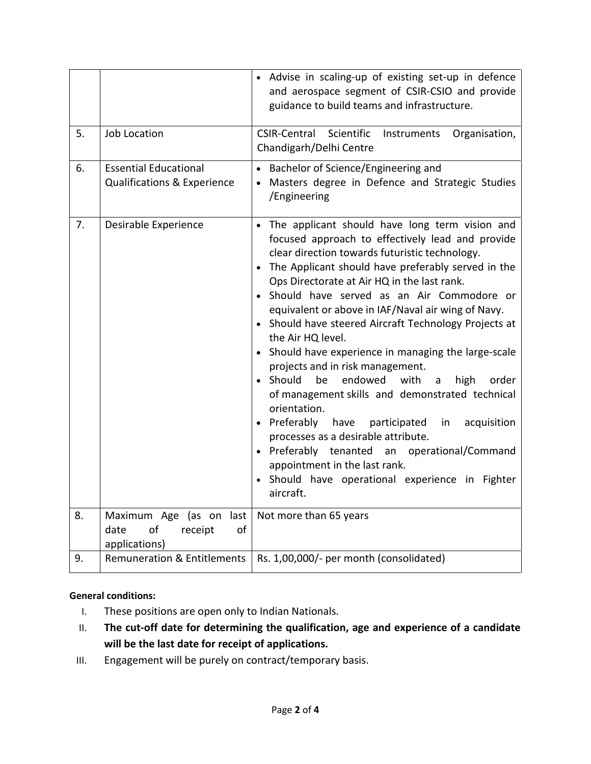| | | |
|---|---|---|
| | | • Advise in scaling-up of existing set-up in defence and aerospace segment of CSIR-CSIO and provide guidance to build teams and infrastructure. |
| 5. | Job Location | CSIR-Central Scientific Instruments Organisation, Chandigarh/Delhi Centre |
| 6. | Essential Educational Qualifications & Experience | • Bachelor of Science/Engineering and<br>• Masters degree in Defence and Strategic Studies /Engineering |
| 7. | Desirable Experience | • The applicant should have long term vision and focused approach to effectively lead and provide clear direction towards futuristic technology.<br>• The Applicant should have preferably served in the Ops Directorate at Air HQ in the last rank.<br>• Should have served as an Air Commodore or equivalent or above in IAF/Naval air wing of Navy.<br>• Should have steered Aircraft Technology Projects at the Air HQ level.<br>• Should have experience in managing the large-scale projects and in risk management.<br>• Should be endowed with a high order of management skills and demonstrated technical orientation.<br>• Preferably have participated in acquisition processes as a desirable attribute.<br>• Preferably tenanted an operational/Command appointment in the last rank.<br>• Should have operational experience in Fighter aircraft. |
| 8. | Maximum Age (as on last date of receipt of applications) | Not more than 65 years |
| 9. | Remuneration & Entitlements | Rs. 1,00,000/- per month (consolidated) |

**General conditions:**

I. These positions are open only to Indian Nationals.

II. **The cut-off date for determining the qualification, age and experience of a candidate will be the last date for receipt of applications.**

III. Engagement will be purely on contract/temporary basis.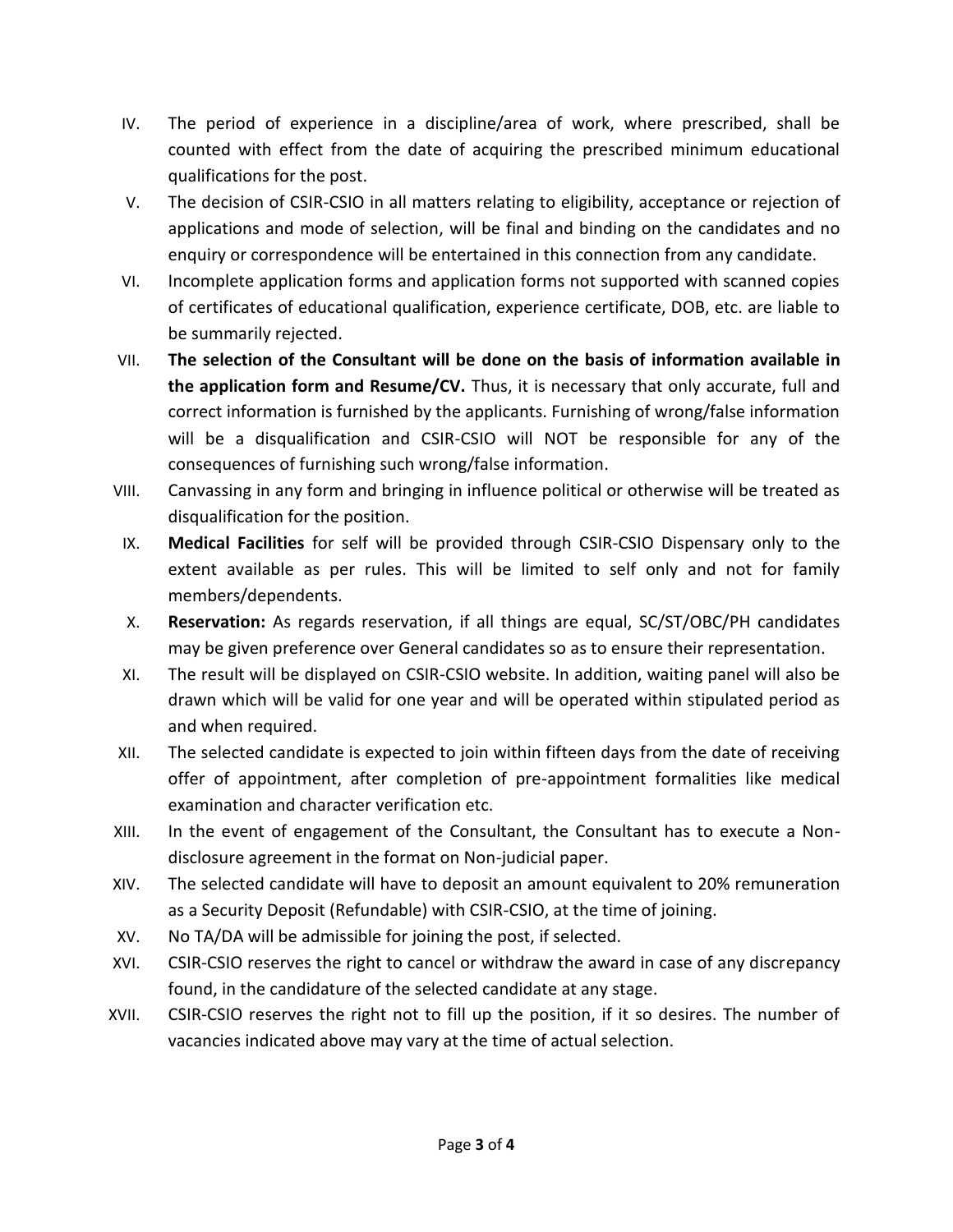IV. The period of experience in a discipline/area of work, where prescribed, shall be counted with effect from the date of acquiring the prescribed minimum educational qualifications for the post.

V. The decision of CSIR-CSIO in all matters relating to eligibility, acceptance or rejection of applications and mode of selection, will be final and binding on the candidates and no enquiry or correspondence will be entertained in this connection from any candidate.

VI. Incomplete application forms and application forms not supported with scanned copies of certificates of educational qualification, experience certificate, DOB, etc. are liable to be summarily rejected.

VII. **The selection of the Consultant will be done on the basis of information available in the application form and Resume/CV.** Thus, it is necessary that only accurate, full and correct information is furnished by the applicants. Furnishing of wrong/false information will be a disqualification and CSIR-CSIO will NOT be responsible for any of the consequences of furnishing such wrong/false information.

VIII. Canvassing in any form and bringing in influence political or otherwise will be treated as disqualification for the position.

IX. **Medical Facilities** for self will be provided through CSIR-CSIO Dispensary only to the extent available as per rules. This will be limited to self only and not for family members/dependents.

X. **Reservation:** As regards reservation, if all things are equal, SC/ST/OBC/PH candidates may be given preference over General candidates so as to ensure their representation.

XI. The result will be displayed on CSIR-CSIO website. In addition, waiting panel will also be drawn which will be valid for one year and will be operated within stipulated period as and when required.

XII. The selected candidate is expected to join within fifteen days from the date of receiving offer of appointment, after completion of pre-appointment formalities like medical examination and character verification etc.

XIII. In the event of engagement of the Consultant, the Consultant has to execute a Non-disclosure agreement in the format on Non-judicial paper.

XIV. The selected candidate will have to deposit an amount equivalent to 20% remuneration as a Security Deposit (Refundable) with CSIR-CSIO, at the time of joining.

XV. No TA/DA will be admissible for joining the post, if selected.

XVI. CSIR-CSIO reserves the right to cancel or withdraw the award in case of any discrepancy found, in the candidature of the selected candidate at any stage.

XVII. CSIR-CSIO reserves the right not to fill up the position, if it so desires. The number of vacancies indicated above may vary at the time of actual selection.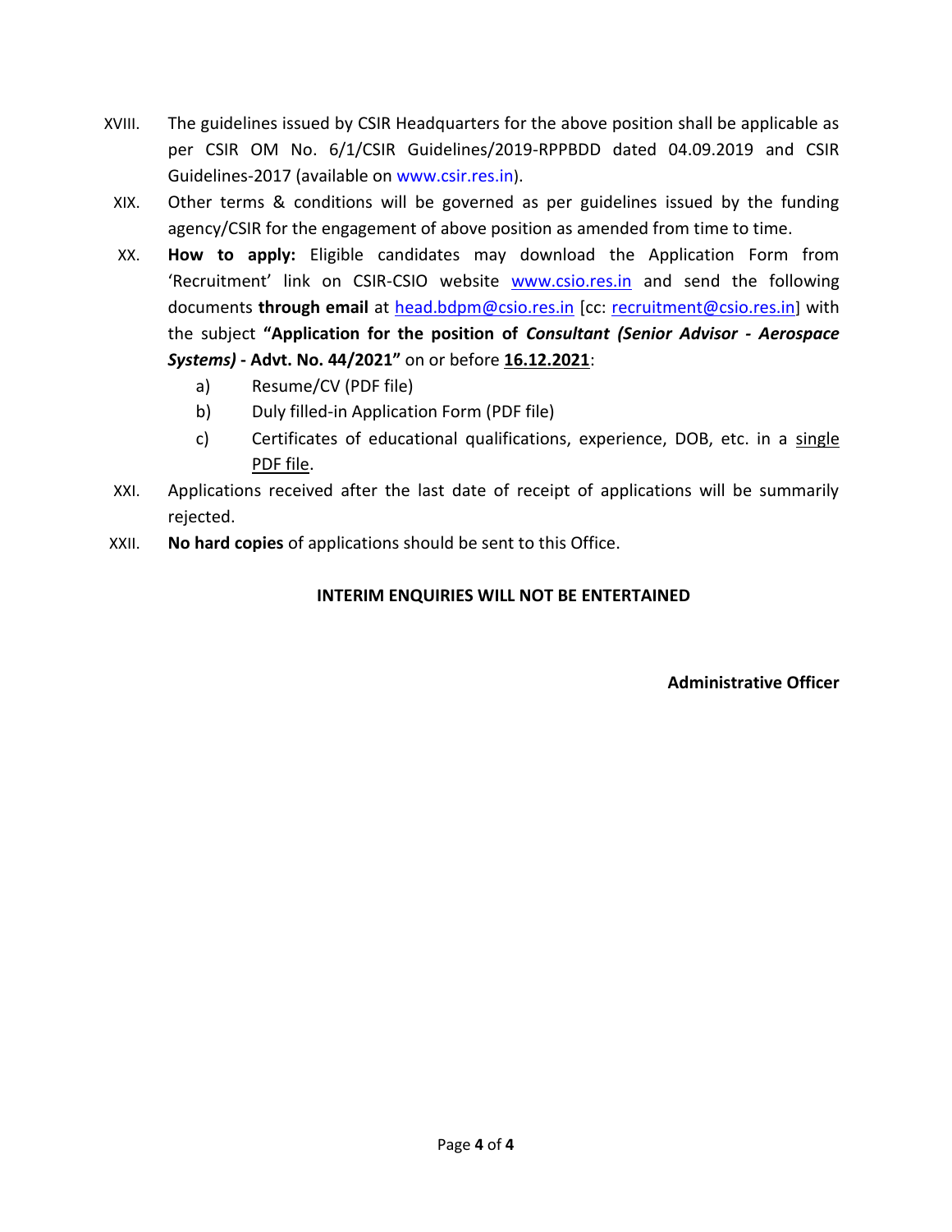XVIII. The guidelines issued by CSIR Headquarters for the above position shall be applicable as per CSIR OM No. 6/1/CSIR Guidelines/2019-RPPBDD dated 04.09.2019 and CSIR Guidelines-2017 (available on www.csir.res.in).

XIX. Other terms & conditions will be governed as per guidelines issued by the funding agency/CSIR for the engagement of above position as amended from time to time.

XX. **How to apply:** Eligible candidates may download the Application Form from 'Recruitment' link on CSIR-CSIO website www.csio.res.in and send the following documents **through email** at head.bdpm@csio.res.in [cc: recruitment@csio.res.in] with the subject **"Application for the position of *Consultant (Senior Advisor - Aerospace Systems)* - Advt. No. 44/2021"** on or before **16.12.2021**:

   a) Resume/CV (PDF file)
   
   b) Duly filled-in Application Form (PDF file)
   
   c) Certificates of educational qualifications, experience, DOB, etc. in a single PDF file.

XXI. Applications received after the last date of receipt of applications will be summarily rejected.

XXII. **No hard copies** of applications should be sent to this Office.

**INTERIM ENQUIRIES WILL NOT BE ENTERTAINED**

**Administrative Officer**